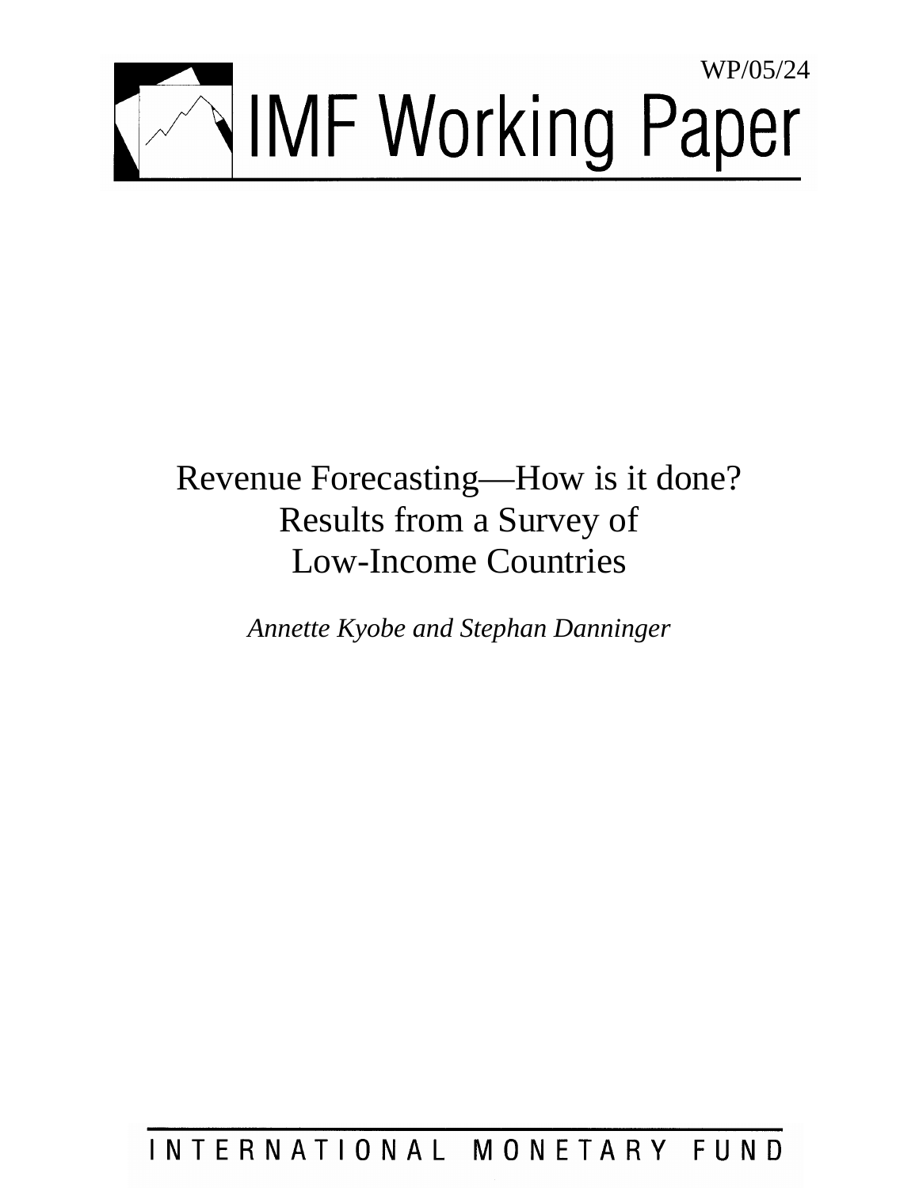WP/05/24

# IMF Working Paper

# Revenue Forecasting—How is it done? Results from a Survey of Low-Income Countries

*Annette Kyobe and Stephan Danninger*

INTERNATIONAL MONETARY FUND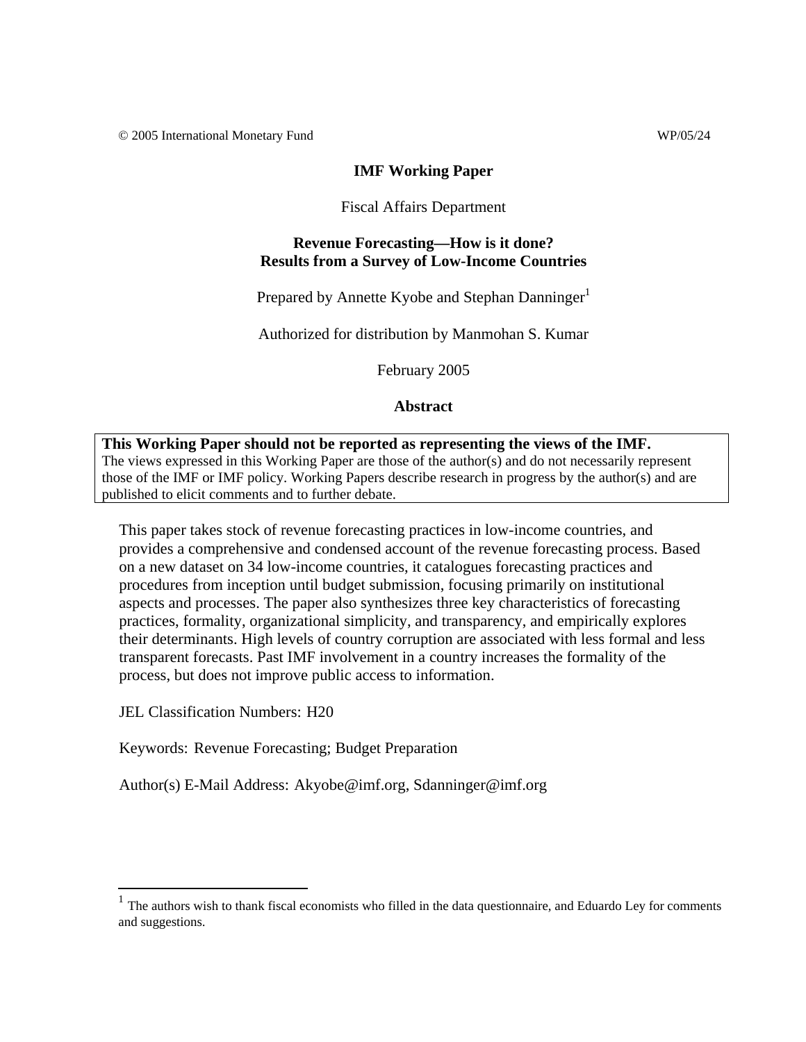© 2005 International Monetary Fund WP/05/24

**IMF Working Paper**

Fiscal Affairs Department

**Revenue Forecasting—How is it done?**
**Results from a Survey of Low-Income Countries**

Prepared by Annette Kyobe and Stephan Danninger[1]

Authorized for distribution by Manmohan S. Kumar

February 2005

**Abstract**

**This Working Paper should not be reported as representing the views of the IMF.**
The views expressed in this Working Paper are those of the author(s) and do not necessarily represent those of the IMF or IMF policy. Working Papers describe research in progress by the author(s) and are published to elicit comments and to further debate.

This paper takes stock of revenue forecasting practices in low-income countries, and provides a comprehensive and condensed account of the revenue forecasting process. Based on a new dataset on 34 low-income countries, it catalogues forecasting practices and procedures from inception until budget submission, focusing primarily on institutional aspects and processes. The paper also synthesizes three key characteristics of forecasting practices, formality, organizational simplicity, and transparency, and empirically explores their determinants. High levels of country corruption are associated with less formal and less transparent forecasts. Past IMF involvement in a country increases the formality of the process, but does not improve public access to information.

JEL Classification Numbers: H20

Keywords: Revenue Forecasting; Budget Preparation

Author(s) E-Mail Address: Akyobe@imf.org, Sdanninger@imf.org

[1] The authors wish to thank fiscal economists who filled in the data questionnaire, and Eduardo Ley for comments and suggestions.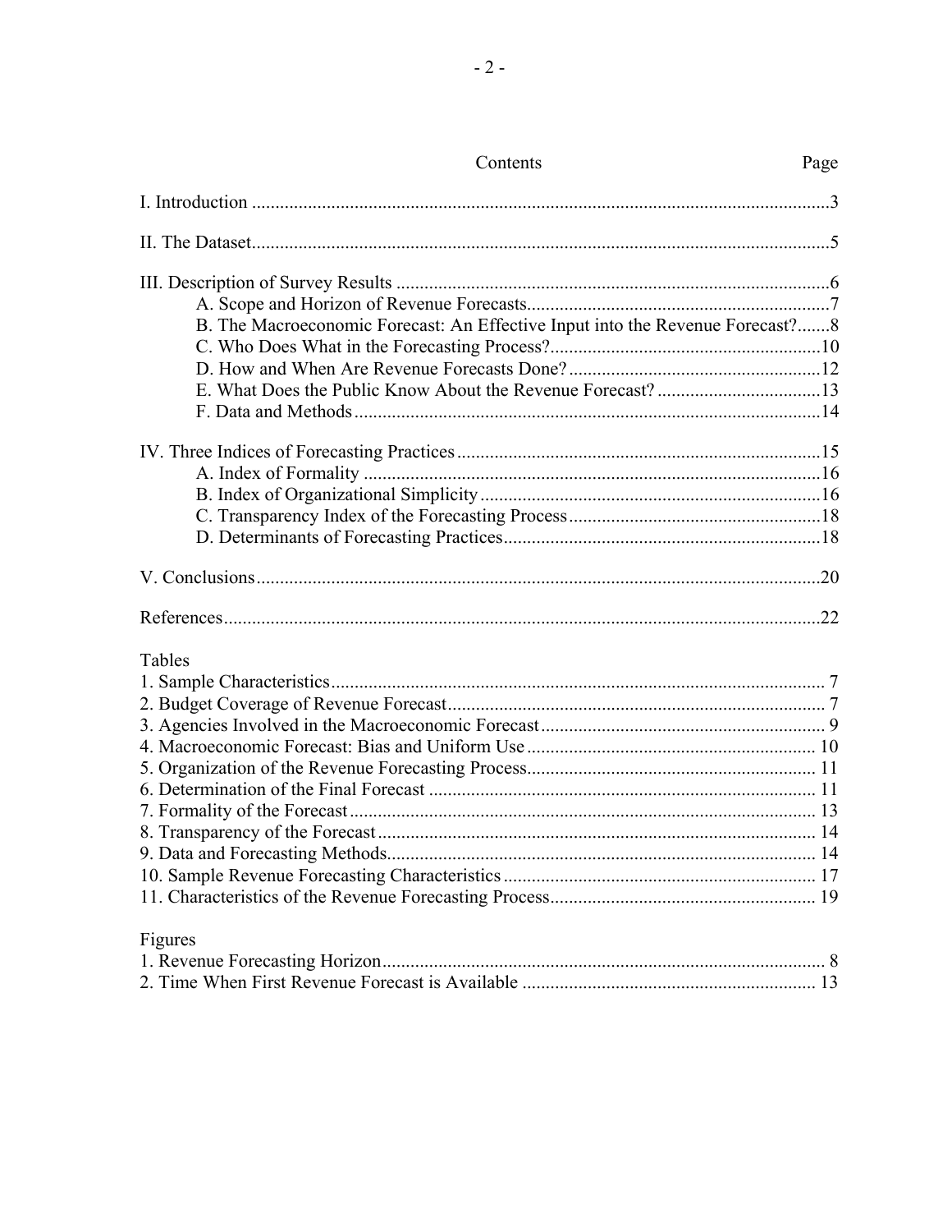Contents | Page

| | |
|---|---|
| I. Introduction | 3 |
| II. The Dataset | 5 |
| III. Description of Survey Results | 6 |
| A. Scope and Horizon of Revenue Forecasts | 7 |
| B. The Macroeconomic Forecast: An Effective Input into the Revenue Forecast? | 8 |
| C. Who Does What in the Forecasting Process? | 10 |
| D. How and When Are Revenue Forecasts Done? | 12 |
| E. What Does the Public Know About the Revenue Forecast? | 13 |
| F. Data and Methods | 14 |
| IV. Three Indices of Forecasting Practices | 15 |
| A. Index of Formality | 16 |
| B. Index of Organizational Simplicity | 16 |
| C. Transparency Index of the Forecasting Process | 18 |
| D. Determinants of Forecasting Practices | 18 |
| V. Conclusions | 20 |
| References | 22 |

Tables

| | |
|---|---|
| 1. Sample Characteristics | 7 |
| 2. Budget Coverage of Revenue Forecast | 7 |
| 3. Agencies Involved in the Macroeconomic Forecast | 9 |
| 4. Macroeconomic Forecast: Bias and Uniform Use | 10 |
| 5. Organization of the Revenue Forecasting Process | 11 |
| 6. Determination of the Final Forecast | 11 |
| 7. Formality of the Forecast | 13 |
| 8. Transparency of the Forecast | 14 |
| 9. Data and Forecasting Methods | 14 |
| 10. Sample Revenue Forecasting Characteristics | 17 |
| 11. Characteristics of the Revenue Forecasting Process | 19 |

Figures

| | |
|---|---|
| 1. Revenue Forecasting Horizon | 8 |
| 2. Time When First Revenue Forecast is Available | 13 |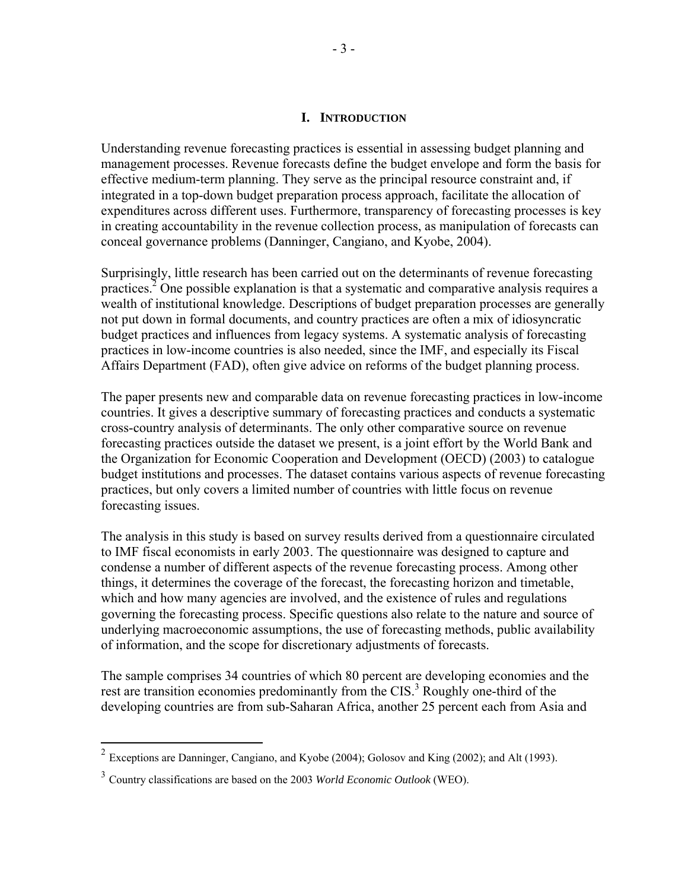## I. Introduction

Understanding revenue forecasting practices is essential in assessing budget planning and management processes. Revenue forecasts define the budget envelope and form the basis for effective medium-term planning. They serve as the principal resource constraint and, if integrated in a top-down budget preparation process approach, facilitate the allocation of expenditures across different uses. Furthermore, transparency of forecasting processes is key in creating accountability in the revenue collection process, as manipulation of forecasts can conceal governance problems (Danninger, Cangiano, and Kyobe, 2004).

Surprisingly, little research has been carried out on the determinants of revenue forecasting practices.[2] One possible explanation is that a systematic and comparative analysis requires a wealth of institutional knowledge. Descriptions of budget preparation processes are generally not put down in formal documents, and country practices are often a mix of idiosyncratic budget practices and influences from legacy systems. A systematic analysis of forecasting practices in low-income countries is also needed, since the IMF, and especially its Fiscal Affairs Department (FAD), often give advice on reforms of the budget planning process.

The paper presents new and comparable data on revenue forecasting practices in low-income countries. It gives a descriptive summary of forecasting practices and conducts a systematic cross-country analysis of determinants. The only other comparative source on revenue forecasting practices outside the dataset we present, is a joint effort by the World Bank and the Organization for Economic Cooperation and Development (OECD) (2003) to catalogue budget institutions and processes. The dataset contains various aspects of revenue forecasting practices, but only covers a limited number of countries with little focus on revenue forecasting issues.

The analysis in this study is based on survey results derived from a questionnaire circulated to IMF fiscal economists in early 2003. The questionnaire was designed to capture and condense a number of different aspects of the revenue forecasting process. Among other things, it determines the coverage of the forecast, the forecasting horizon and timetable, which and how many agencies are involved, and the existence of rules and regulations governing the forecasting process. Specific questions also relate to the nature and source of underlying macroeconomic assumptions, the use of forecasting methods, public availability of information, and the scope for discretionary adjustments of forecasts.

The sample comprises 34 countries of which 80 percent are developing economies and the rest are transition economies predominantly from the CIS.[3] Roughly one-third of the developing countries are from sub-Saharan Africa, another 25 percent each from Asia and

---

[2] Exceptions are Danninger, Cangiano, and Kyobe (2004); Golosov and King (2002); and Alt (1993).

[3] Country classifications are based on the 2003 *World Economic Outlook* (WEO).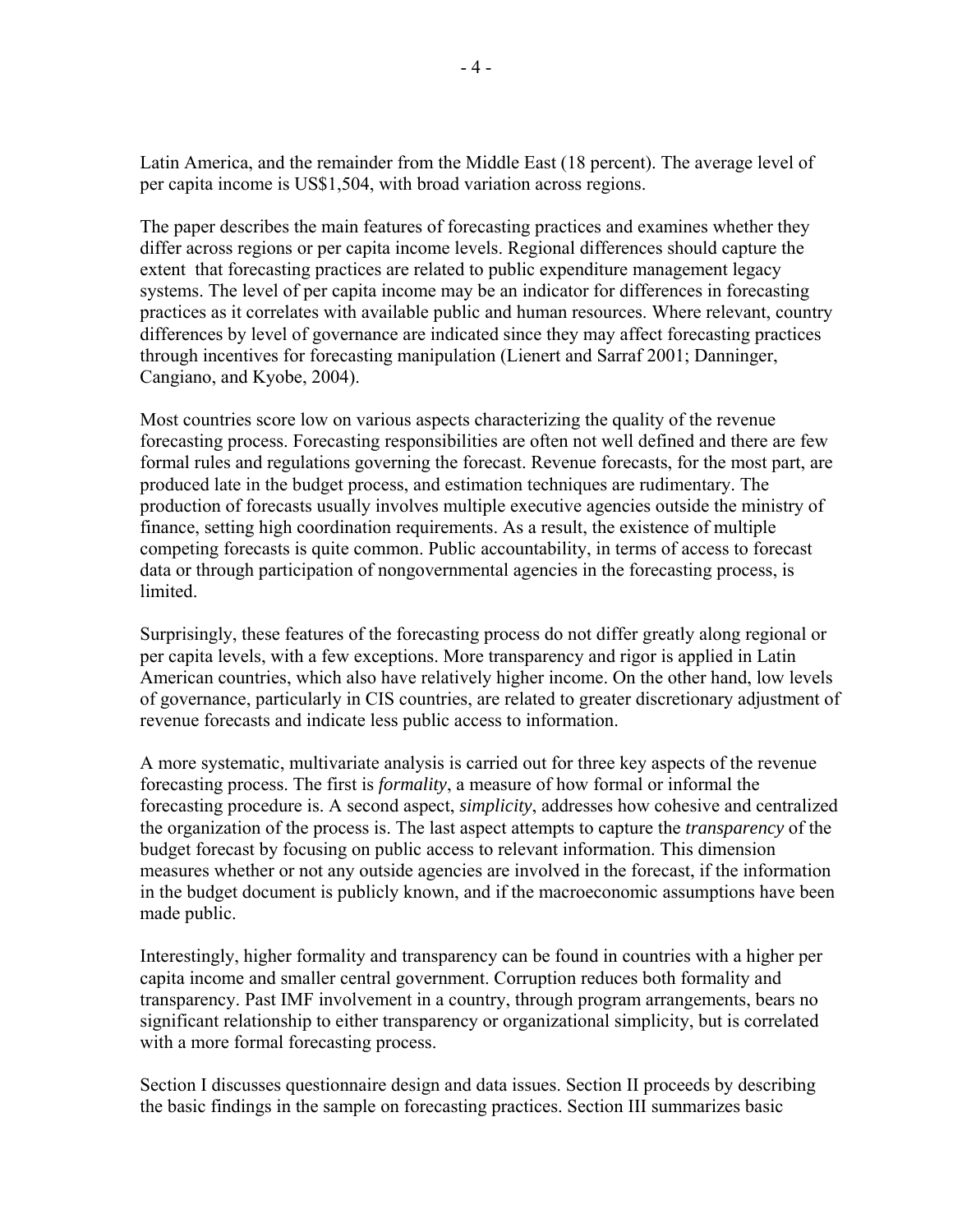Latin America, and the remainder from the Middle East (18 percent). The average level of per capita income is US$1,504, with broad variation across regions.

The paper describes the main features of forecasting practices and examines whether they differ across regions or per capita income levels. Regional differences should capture the extent that forecasting practices are related to public expenditure management legacy systems. The level of per capita income may be an indicator for differences in forecasting practices as it correlates with available public and human resources. Where relevant, country differences by level of governance are indicated since they may affect forecasting practices through incentives for forecasting manipulation (Lienert and Sarraf 2001; Danninger, Cangiano, and Kyobe, 2004).

Most countries score low on various aspects characterizing the quality of the revenue forecasting process. Forecasting responsibilities are often not well defined and there are few formal rules and regulations governing the forecast. Revenue forecasts, for the most part, are produced late in the budget process, and estimation techniques are rudimentary. The production of forecasts usually involves multiple executive agencies outside the ministry of finance, setting high coordination requirements. As a result, the existence of multiple competing forecasts is quite common. Public accountability, in terms of access to forecast data or through participation of nongovernmental agencies in the forecasting process, is limited.

Surprisingly, these features of the forecasting process do not differ greatly along regional or per capita levels, with a few exceptions. More transparency and rigor is applied in Latin American countries, which also have relatively higher income. On the other hand, low levels of governance, particularly in CIS countries, are related to greater discretionary adjustment of revenue forecasts and indicate less public access to information.

A more systematic, multivariate analysis is carried out for three key aspects of the revenue forecasting process. The first is *formality*, a measure of how formal or informal the forecasting procedure is. A second aspect, *simplicity*, addresses how cohesive and centralized the organization of the process is. The last aspect attempts to capture the *transparency* of the budget forecast by focusing on public access to relevant information. This dimension measures whether or not any outside agencies are involved in the forecast, if the information in the budget document is publicly known, and if the macroeconomic assumptions have been made public.

Interestingly, higher formality and transparency can be found in countries with a higher per capita income and smaller central government. Corruption reduces both formality and transparency. Past IMF involvement in a country, through program arrangements, bears no significant relationship to either transparency or organizational simplicity, but is correlated with a more formal forecasting process.

Section I discusses questionnaire design and data issues. Section II proceeds by describing the basic findings in the sample on forecasting practices. Section III summarizes basic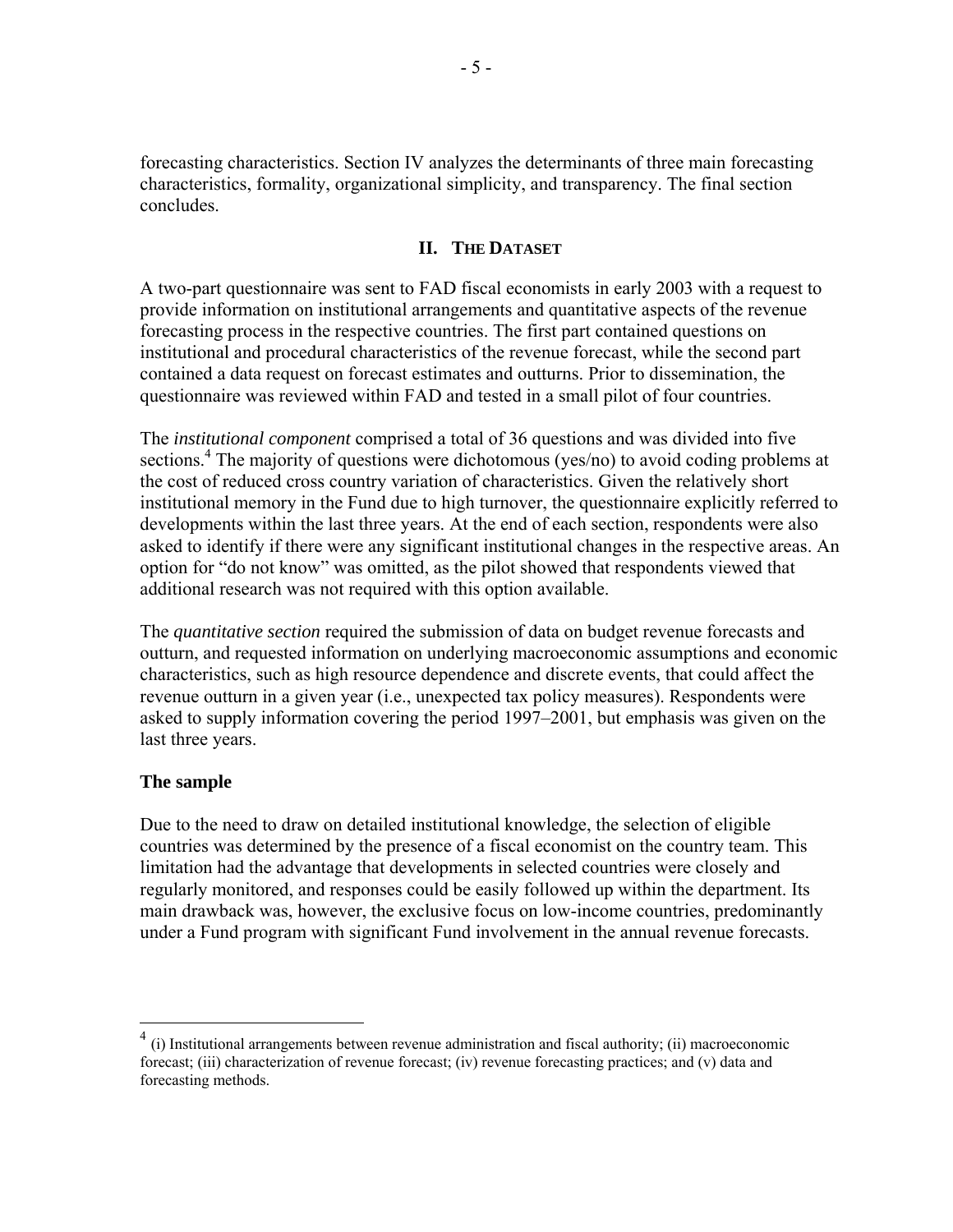forecasting characteristics. Section IV analyzes the determinants of three main forecasting characteristics, formality, organizational simplicity, and transparency. The final section concludes.

## II. The Dataset

A two-part questionnaire was sent to FAD fiscal economists in early 2003 with a request to provide information on institutional arrangements and quantitative aspects of the revenue forecasting process in the respective countries. The first part contained questions on institutional and procedural characteristics of the revenue forecast, while the second part contained a data request on forecast estimates and outturns. Prior to dissemination, the questionnaire was reviewed within FAD and tested in a small pilot of four countries.

The *institutional component* comprised a total of 36 questions and was divided into five sections.[4] The majority of questions were dichotomous (yes/no) to avoid coding problems at the cost of reduced cross country variation of characteristics. Given the relatively short institutional memory in the Fund due to high turnover, the questionnaire explicitly referred to developments within the last three years. At the end of each section, respondents were also asked to identify if there were any significant institutional changes in the respective areas. An option for "do not know" was omitted, as the pilot showed that respondents viewed that additional research was not required with this option available.

The *quantitative section* required the submission of data on budget revenue forecasts and outturn, and requested information on underlying macroeconomic assumptions and economic characteristics, such as high resource dependence and discrete events, that could affect the revenue outturn in a given year (i.e., unexpected tax policy measures). Respondents were asked to supply information covering the period 1997–2001, but emphasis was given on the last three years.

### The sample

Due to the need to draw on detailed institutional knowledge, the selection of eligible countries was determined by the presence of a fiscal economist on the country team. This limitation had the advantage that developments in selected countries were closely and regularly monitored, and responses could be easily followed up within the department. Its main drawback was, however, the exclusive focus on low-income countries, predominantly under a Fund program with significant Fund involvement in the annual revenue forecasts.

---

[4] (i) Institutional arrangements between revenue administration and fiscal authority; (ii) macroeconomic forecast; (iii) characterization of revenue forecast; (iv) revenue forecasting practices; and (v) data and forecasting methods.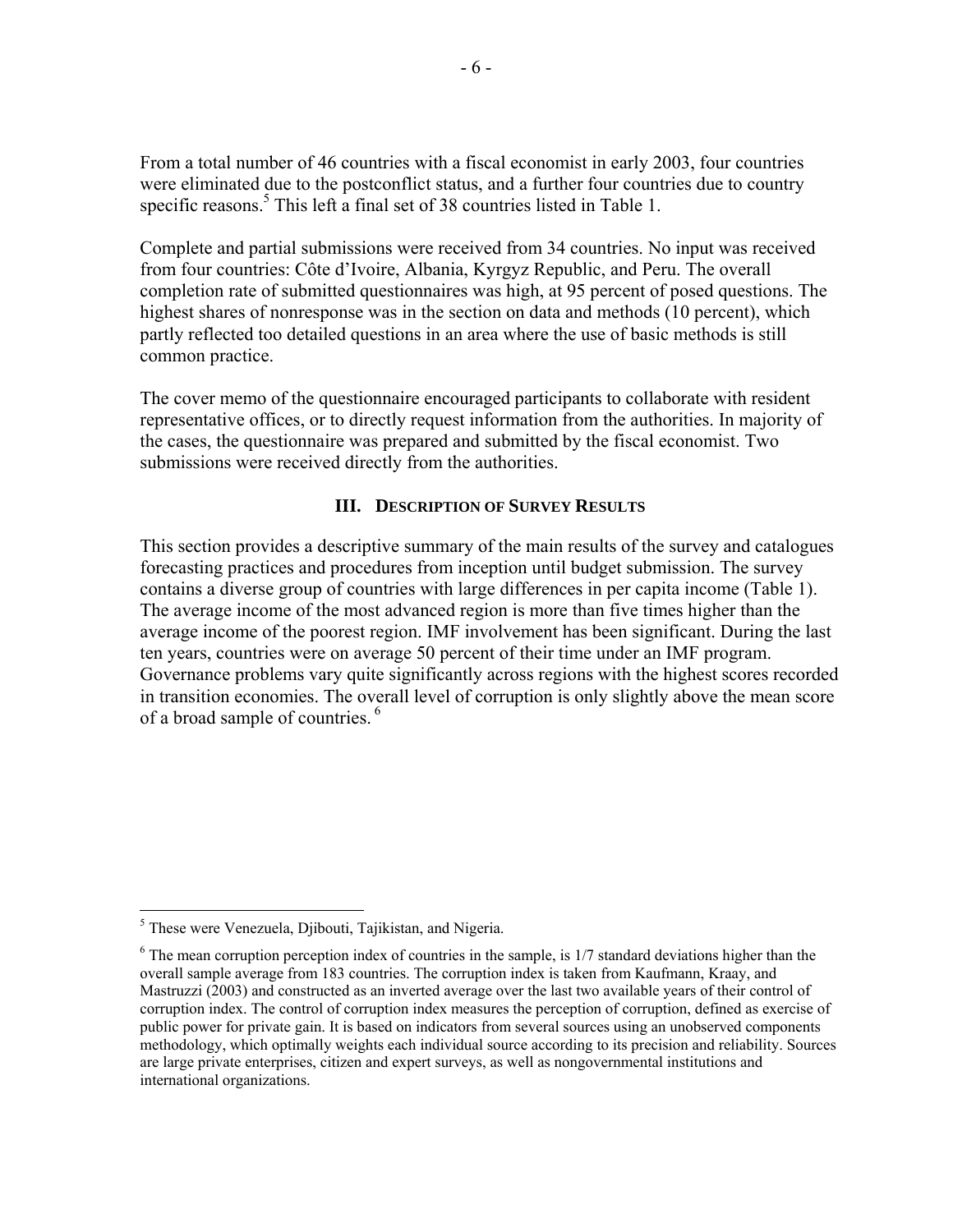From a total number of 46 countries with a fiscal economist in early 2003, four countries were eliminated due to the postconflict status, and a further four countries due to country specific reasons.[5] This left a final set of 38 countries listed in Table 1.

Complete and partial submissions were received from 34 countries. No input was received from four countries: Côte d'Ivoire, Albania, Kyrgyz Republic, and Peru. The overall completion rate of submitted questionnaires was high, at 95 percent of posed questions. The highest shares of nonresponse was in the section on data and methods (10 percent), which partly reflected too detailed questions in an area where the use of basic methods is still common practice.

The cover memo of the questionnaire encouraged participants to collaborate with resident representative offices, or to directly request information from the authorities. In majority of the cases, the questionnaire was prepared and submitted by the fiscal economist. Two submissions were received directly from the authorities.

## III. Description of Survey Results

This section provides a descriptive summary of the main results of the survey and catalogues forecasting practices and procedures from inception until budget submission. The survey contains a diverse group of countries with large differences in per capita income (Table 1). The average income of the most advanced region is more than five times higher than the average income of the poorest region. IMF involvement has been significant. During the last ten years, countries were on average 50 percent of their time under an IMF program. Governance problems vary quite significantly across regions with the highest scores recorded in transition economies. The overall level of corruption is only slightly above the mean score of a broad sample of countries.[6]

---

[5] These were Venezuela, Djibouti, Tajikistan, and Nigeria.

[6] The mean corruption perception index of countries in the sample, is 1/7 standard deviations higher than the overall sample average from 183 countries. The corruption index is taken from Kaufmann, Kraay, and Mastruzzi (2003) and constructed as an inverted average over the last two available years of their control of corruption index. The control of corruption index measures the perception of corruption, defined as exercise of public power for private gain. It is based on indicators from several sources using an unobserved components methodology, which optimally weights each individual source according to its precision and reliability. Sources are large private enterprises, citizen and expert surveys, as well as nongovernmental institutions and international organizations.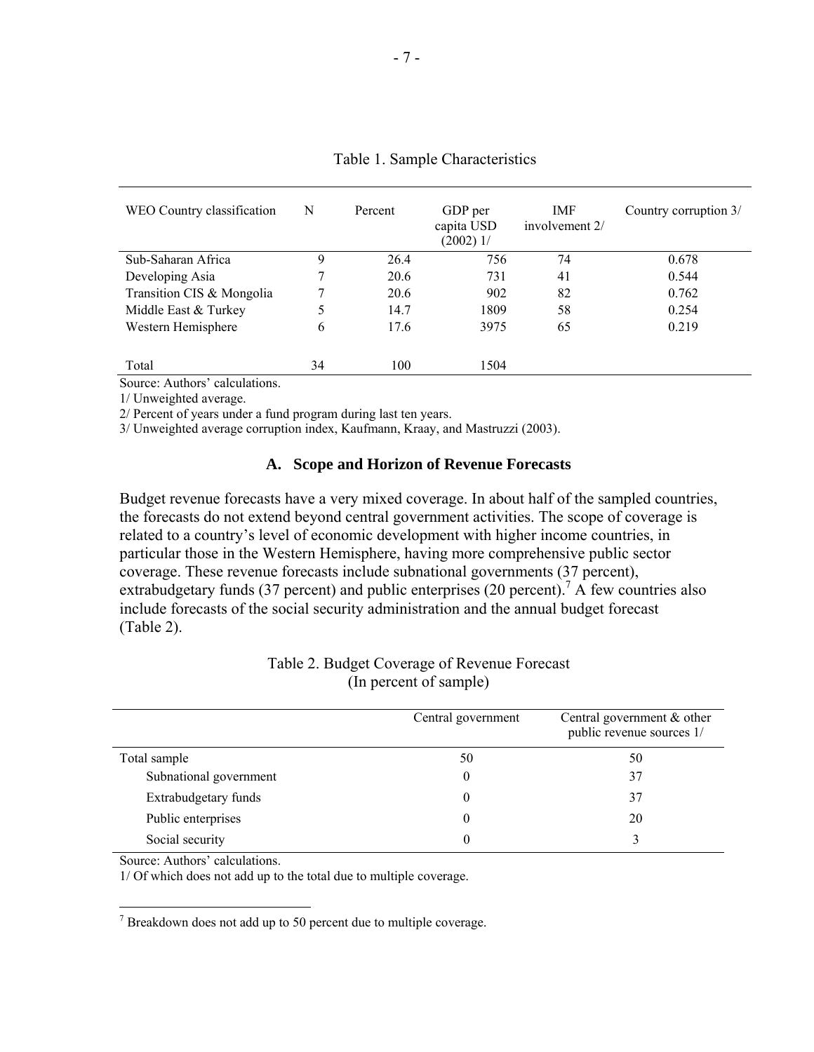Table 1. Sample Characteristics

| WEO Country classification | N | Percent | GDP per capita USD (2002) 1/ | IMF involvement 2/ | Country corruption 3/ |
|---|---|---|---|---|---|
| Sub-Saharan Africa | 9 | 26.4 | 756 | 74 | 0.678 |
| Developing Asia | 7 | 20.6 | 731 | 41 | 0.544 |
| Transition CIS & Mongolia | 7 | 20.6 | 902 | 82 | 0.762 |
| Middle East & Turkey | 5 | 14.7 | 1809 | 58 | 0.254 |
| Western Hemisphere | 6 | 17.6 | 3975 | 65 | 0.219 |
| Total | 34 | 100 | 1504 | | |

Source: Authors' calculations.
1/ Unweighted average.
2/ Percent of years under a fund program during last ten years.
3/ Unweighted average corruption index, Kaufmann, Kraay, and Mastruzzi (2003).

### A. Scope and Horizon of Revenue Forecasts

Budget revenue forecasts have a very mixed coverage. In about half of the sampled countries, the forecasts do not extend beyond central government activities. The scope of coverage is related to a country's level of economic development with higher income countries, in particular those in the Western Hemisphere, having more comprehensive public sector coverage. These revenue forecasts include subnational governments (37 percent), extrabudgetary funds (37 percent) and public enterprises (20 percent).[7] A few countries also include forecasts of the social security administration and the annual budget forecast (Table 2).

Table 2. Budget Coverage of Revenue Forecast
(In percent of sample)

| | Central government | Central government & other public revenue sources 1/ |
|---|---|---|
| Total sample | 50 | 50 |
| Subnational government | 0 | 37 |
| Extrabudgetary funds | 0 | 37 |
| Public enterprises | 0 | 20 |
| Social security | 0 | 3 |

Source: Authors' calculations.
1/ Of which does not add up to the total due to multiple coverage.

[7] Breakdown does not add up to 50 percent due to multiple coverage.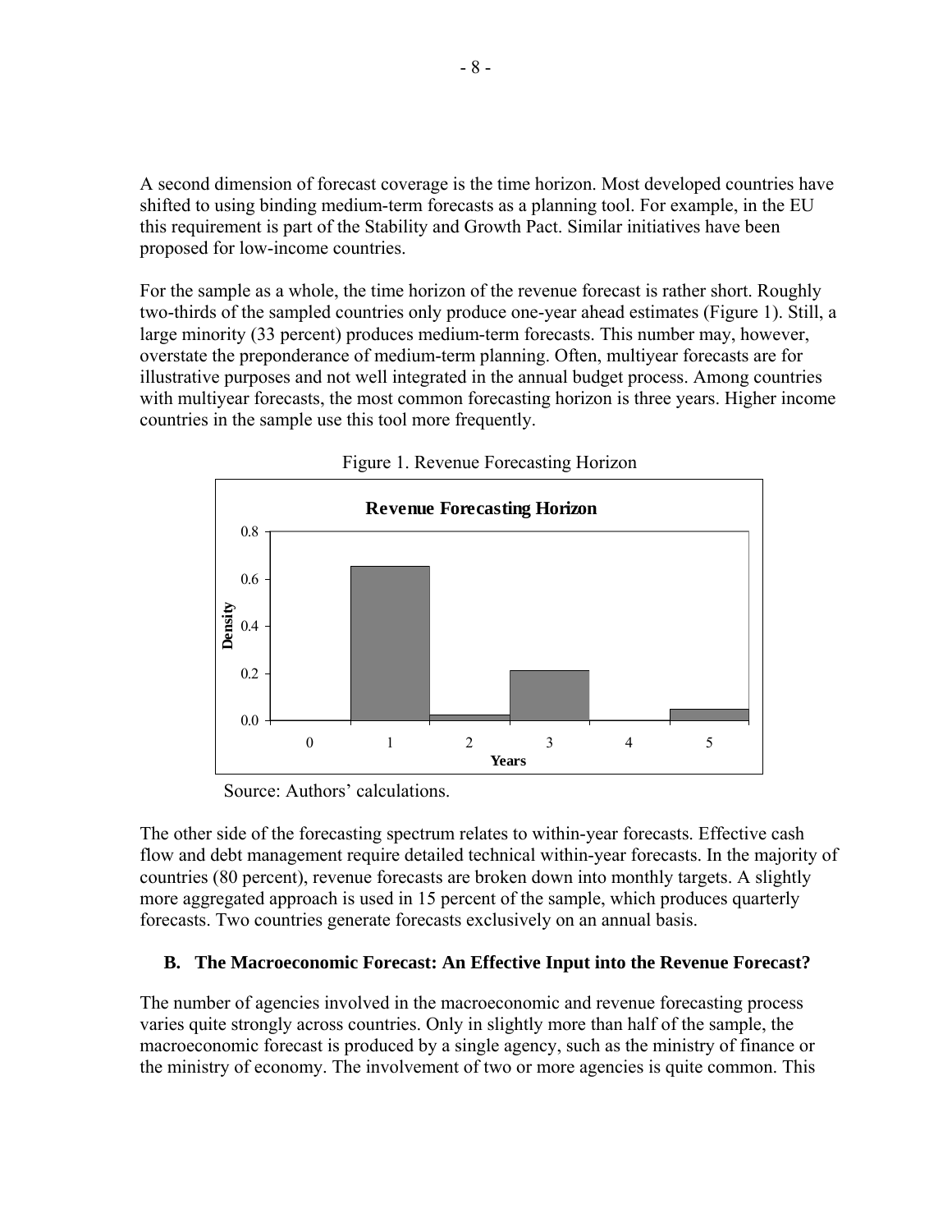A second dimension of forecast coverage is the time horizon. Most developed countries have shifted to using binding medium-term forecasts as a planning tool. For example, in the EU this requirement is part of the Stability and Growth Pact. Similar initiatives have been proposed for low-income countries.

For the sample as a whole, the time horizon of the revenue forecast is rather short. Roughly two-thirds of the sampled countries only produce one-year ahead estimates (Figure 1). Still, a large minority (33 percent) produces medium-term forecasts. This number may, however, overstate the preponderance of medium-term planning. Often, multiyear forecasts are for illustrative purposes and not well integrated in the annual budget process. Among countries with multiyear forecasts, the most common forecasting horizon is three years. Higher income countries in the sample use this tool more frequently.

Figure 1. Revenue Forecasting Horizon

Source: Authors' calculations.

The other side of the forecasting spectrum relates to within-year forecasts. Effective cash flow and debt management require detailed technical within-year forecasts. In the majority of countries (80 percent), revenue forecasts are broken down into monthly targets. A slightly more aggregated approach is used in 15 percent of the sample, which produces quarterly forecasts. Two countries generate forecasts exclusively on an annual basis.

### B. The Macroeconomic Forecast: An Effective Input into the Revenue Forecast?

The number of agencies involved in the macroeconomic and revenue forecasting process varies quite strongly across countries. Only in slightly more than half of the sample, the macroeconomic forecast is produced by a single agency, such as the ministry of finance or the ministry of economy. The involvement of two or more agencies is quite common. This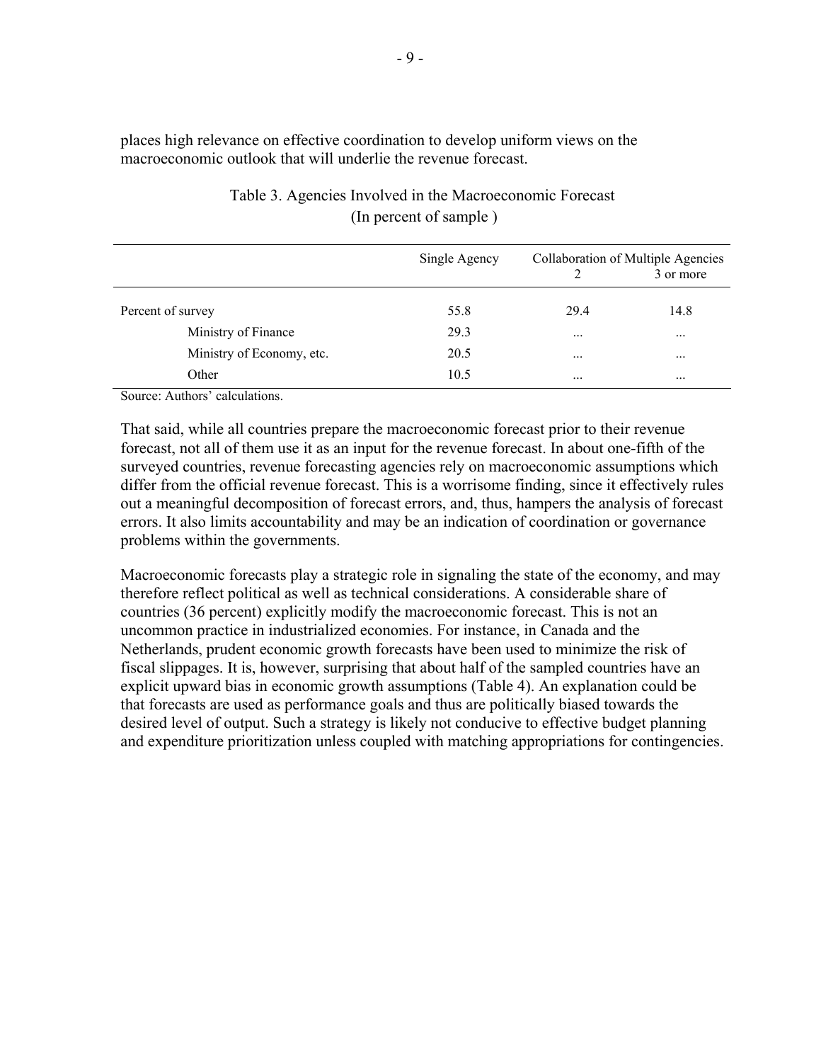places high relevance on effective coordination to develop uniform views on the macroeconomic outlook that will underlie the revenue forecast.

Table 3. Agencies Involved in the Macroeconomic Forecast
(In percent of sample )

| | Single Agency | Collaboration of Multiple Agencies | |
|---|---|---|---|
| | | 2 | 3 or more |
| Percent of survey | 55.8 | 29.4 | 14.8 |
| Ministry of Finance | 29.3 | ... | ... |
| Ministry of Economy, etc. | 20.5 | ... | ... |
| Other | 10.5 | ... | ... |

Source: Authors' calculations.

That said, while all countries prepare the macroeconomic forecast prior to their revenue forecast, not all of them use it as an input for the revenue forecast. In about one-fifth of the surveyed countries, revenue forecasting agencies rely on macroeconomic assumptions which differ from the official revenue forecast. This is a worrisome finding, since it effectively rules out a meaningful decomposition of forecast errors, and, thus, hampers the analysis of forecast errors. It also limits accountability and may be an indication of coordination or governance problems within the governments.

Macroeconomic forecasts play a strategic role in signaling the state of the economy, and may therefore reflect political as well as technical considerations. A considerable share of countries (36 percent) explicitly modify the macroeconomic forecast. This is not an uncommon practice in industrialized economies. For instance, in Canada and the Netherlands, prudent economic growth forecasts have been used to minimize the risk of fiscal slippages. It is, however, surprising that about half of the sampled countries have an explicit upward bias in economic growth assumptions (Table 4). An explanation could be that forecasts are used as performance goals and thus are politically biased towards the desired level of output. Such a strategy is likely not conducive to effective budget planning and expenditure prioritization unless coupled with matching appropriations for contingencies.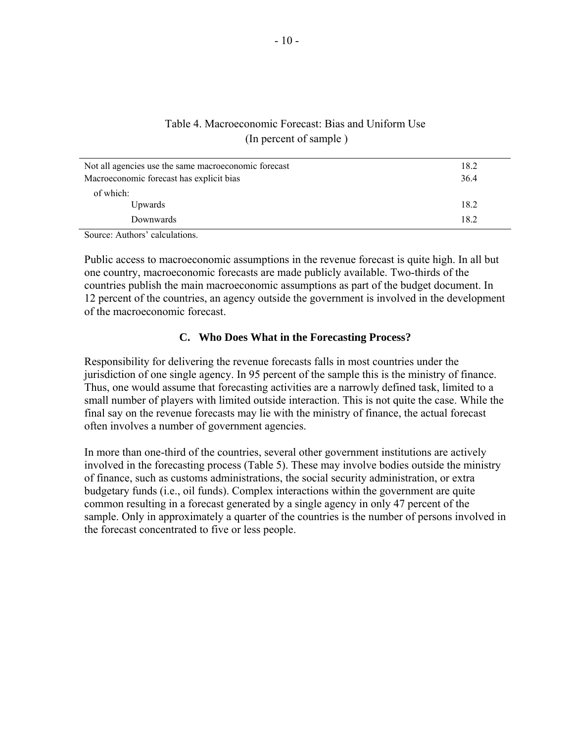Table 4. Macroeconomic Forecast: Bias and Uniform Use
(In percent of sample )

| | |
|---|---|
| Not all agencies use the same macroeconomic forecast | 18.2 |
| Macroeconomic forecast has explicit bias | 36.4 |
| of which: | |
| Upwards | 18.2 |
| Downwards | 18.2 |

Source: Authors' calculations.

Public access to macroeconomic assumptions in the revenue forecast is quite high. In all but one country, macroeconomic forecasts are made publicly available. Two-thirds of the countries publish the main macroeconomic assumptions as part of the budget document. In 12 percent of the countries, an agency outside the government is involved in the development of the macroeconomic forecast.

### C. Who Does What in the Forecasting Process?

Responsibility for delivering the revenue forecasts falls in most countries under the jurisdiction of one single agency. In 95 percent of the sample this is the ministry of finance. Thus, one would assume that forecasting activities are a narrowly defined task, limited to a small number of players with limited outside interaction. This is not quite the case. While the final say on the revenue forecasts may lie with the ministry of finance, the actual forecast often involves a number of government agencies.

In more than one-third of the countries, several other government institutions are actively involved in the forecasting process (Table 5). These may involve bodies outside the ministry of finance, such as customs administrations, the social security administration, or extra budgetary funds (i.e., oil funds). Complex interactions within the government are quite common resulting in a forecast generated by a single agency in only 47 percent of the sample. Only in approximately a quarter of the countries is the number of persons involved in the forecast concentrated to five or less people.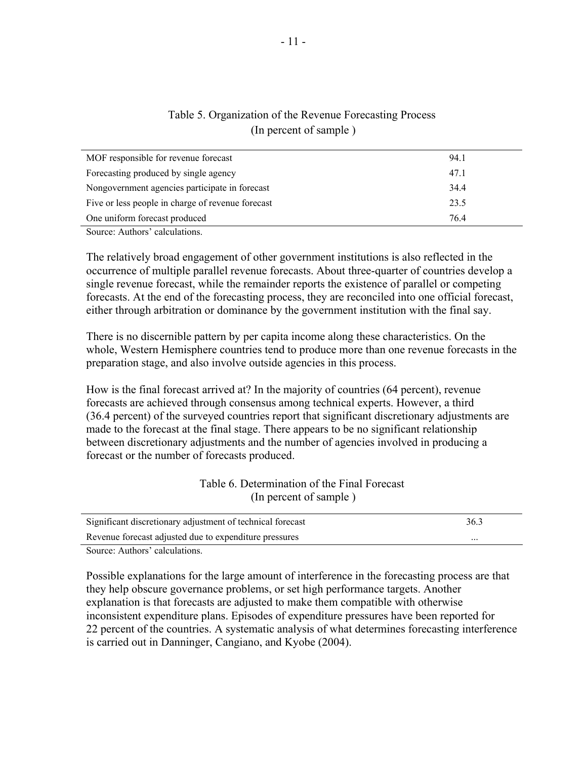Table 5. Organization of the Revenue Forecasting Process
(In percent of sample )

| | |
|---|---|
| MOF responsible for revenue forecast | 94.1 |
| Forecasting produced by single agency | 47.1 |
| Nongovernment agencies participate in forecast | 34.4 |
| Five or less people in charge of revenue forecast | 23.5 |
| One uniform forecast produced | 76.4 |

Source: Authors' calculations.

The relatively broad engagement of other government institutions is also reflected in the occurrence of multiple parallel revenue forecasts. About three-quarter of countries develop a single revenue forecast, while the remainder reports the existence of parallel or competing forecasts. At the end of the forecasting process, they are reconciled into one official forecast, either through arbitration or dominance by the government institution with the final say.

There is no discernible pattern by per capita income along these characteristics. On the whole, Western Hemisphere countries tend to produce more than one revenue forecasts in the preparation stage, and also involve outside agencies in this process.

How is the final forecast arrived at? In the majority of countries (64 percent), revenue forecasts are achieved through consensus among technical experts. However, a third (36.4 percent) of the surveyed countries report that significant discretionary adjustments are made to the forecast at the final stage. There appears to be no significant relationship between discretionary adjustments and the number of agencies involved in producing a forecast or the number of forecasts produced.

Table 6. Determination of the Final Forecast
(In percent of sample )

| | |
|---|---|
| Significant discretionary adjustment of technical forecast | 36.3 |
| Revenue forecast adjusted due to expenditure pressures | ... |

Source: Authors' calculations.

Possible explanations for the large amount of interference in the forecasting process are that they help obscure governance problems, or set high performance targets. Another explanation is that forecasts are adjusted to make them compatible with otherwise inconsistent expenditure plans. Episodes of expenditure pressures have been reported for 22 percent of the countries. A systematic analysis of what determines forecasting interference is carried out in Danninger, Cangiano, and Kyobe (2004).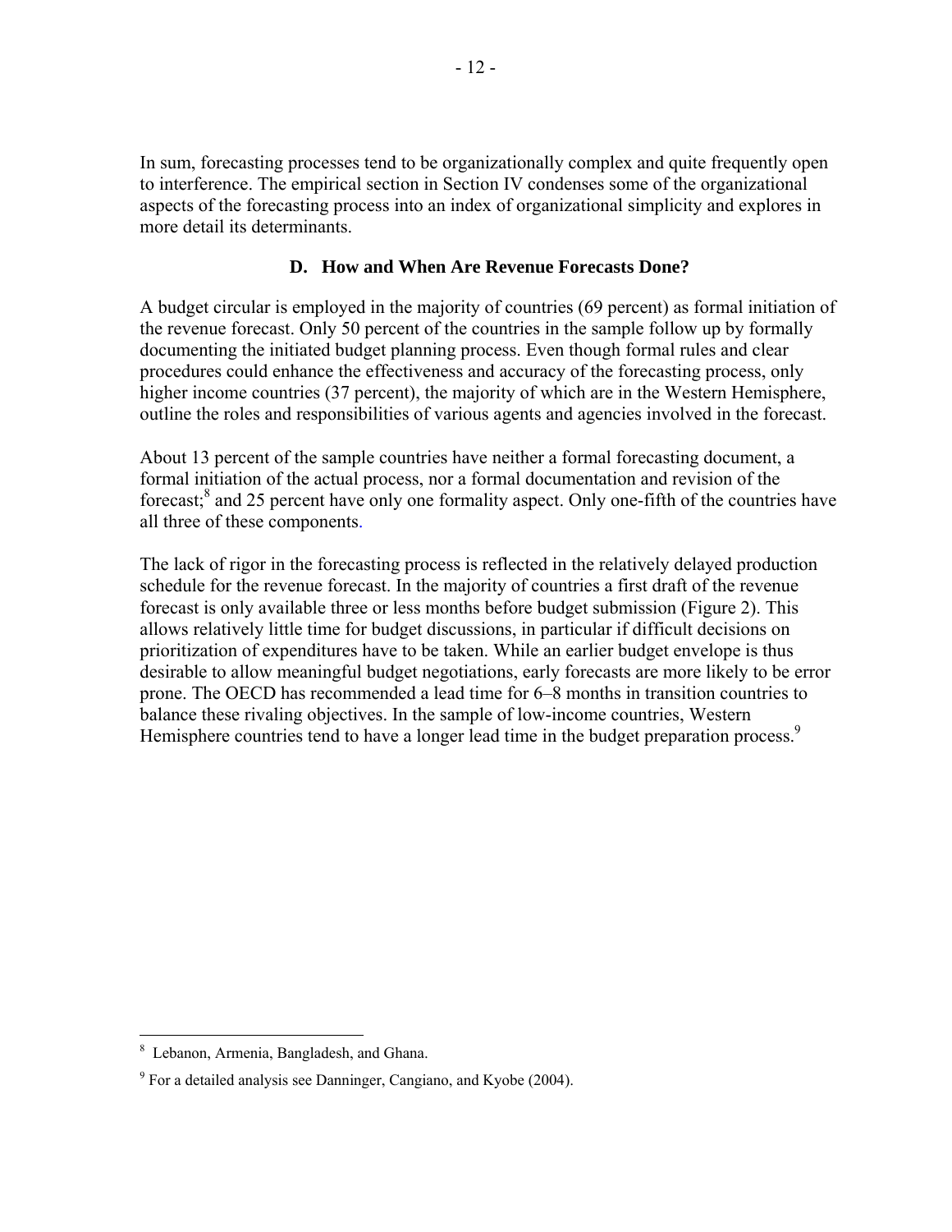In sum, forecasting processes tend to be organizationally complex and quite frequently open to interference. The empirical section in Section IV condenses some of the organizational aspects of the forecasting process into an index of organizational simplicity and explores in more detail its determinants.

### D. How and When Are Revenue Forecasts Done?

A budget circular is employed in the majority of countries (69 percent) as formal initiation of the revenue forecast. Only 50 percent of the countries in the sample follow up by formally documenting the initiated budget planning process. Even though formal rules and clear procedures could enhance the effectiveness and accuracy of the forecasting process, only higher income countries (37 percent), the majority of which are in the Western Hemisphere, outline the roles and responsibilities of various agents and agencies involved in the forecast.

About 13 percent of the sample countries have neither a formal forecasting document, a formal initiation of the actual process, nor a formal documentation and revision of the forecast;[8] and 25 percent have only one formality aspect. Only one-fifth of the countries have all three of these components.

The lack of rigor in the forecasting process is reflected in the relatively delayed production schedule for the revenue forecast. In the majority of countries a first draft of the revenue forecast is only available three or less months before budget submission (Figure 2). This allows relatively little time for budget discussions, in particular if difficult decisions on prioritization of expenditures have to be taken. While an earlier budget envelope is thus desirable to allow meaningful budget negotiations, early forecasts are more likely to be error prone. The OECD has recommended a lead time for 6–8 months in transition countries to balance these rivaling objectives. In the sample of low-income countries, Western Hemisphere countries tend to have a longer lead time in the budget preparation process.[9]

---

[8] Lebanon, Armenia, Bangladesh, and Ghana.

[9] For a detailed analysis see Danninger, Cangiano, and Kyobe (2004).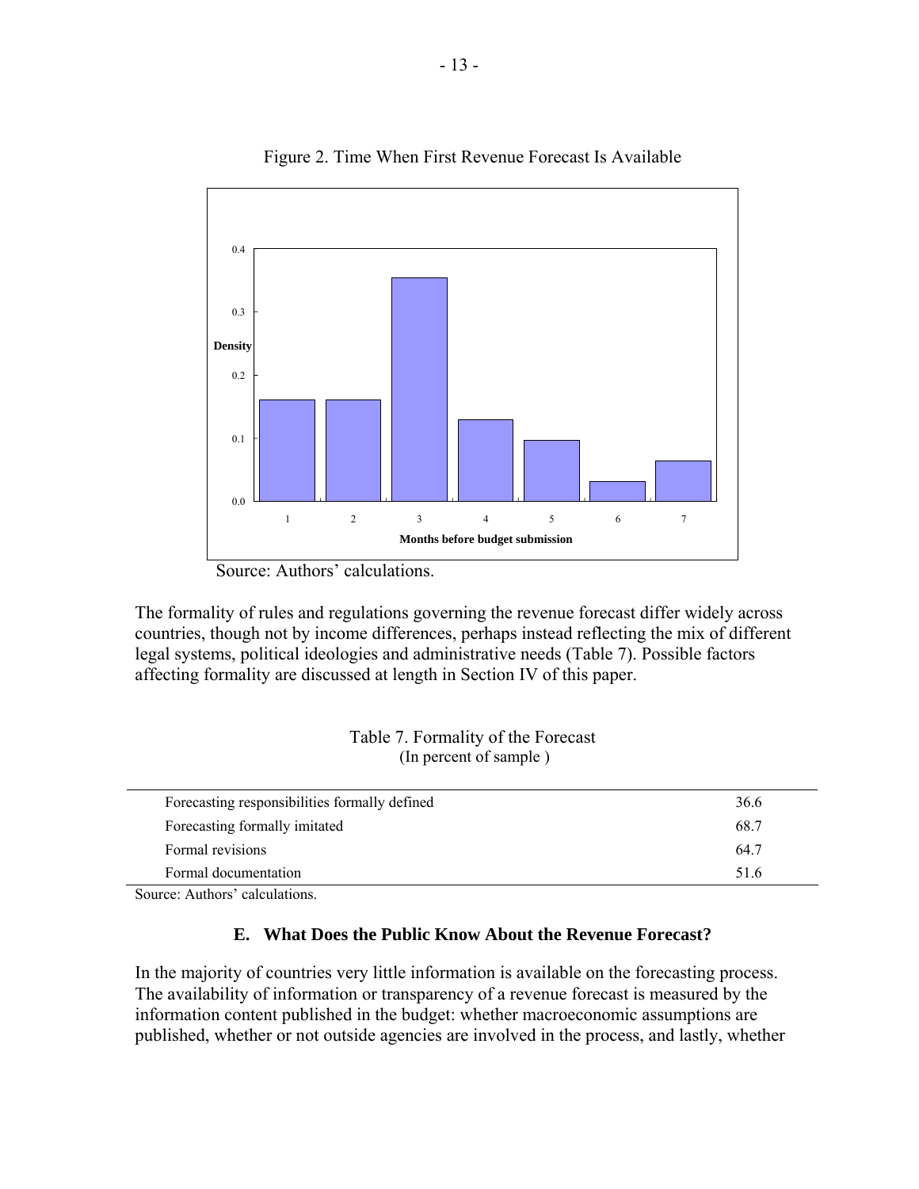Figure 2. Time When First Revenue Forecast Is Available

Source: Authors' calculations.

The formality of rules and regulations governing the revenue forecast differ widely across countries, though not by income differences, perhaps instead reflecting the mix of different legal systems, political ideologies and administrative needs (Table 7). Possible factors affecting formality are discussed at length in Section IV of this paper.

Table 7. Formality of the Forecast
(In percent of sample )

| | |
|---|---|
| Forecasting responsibilities formally defined | 36.6 |
| Forecasting formally imitated | 68.7 |
| Formal revisions | 64.7 |
| Formal documentation | 51.6 |

Source: Authors' calculations.

## E. What Does the Public Know About the Revenue Forecast?

In the majority of countries very little information is available on the forecasting process. The availability of information or transparency of a revenue forecast is measured by the information content published in the budget: whether macroeconomic assumptions are published, whether or not outside agencies are involved in the process, and lastly, whether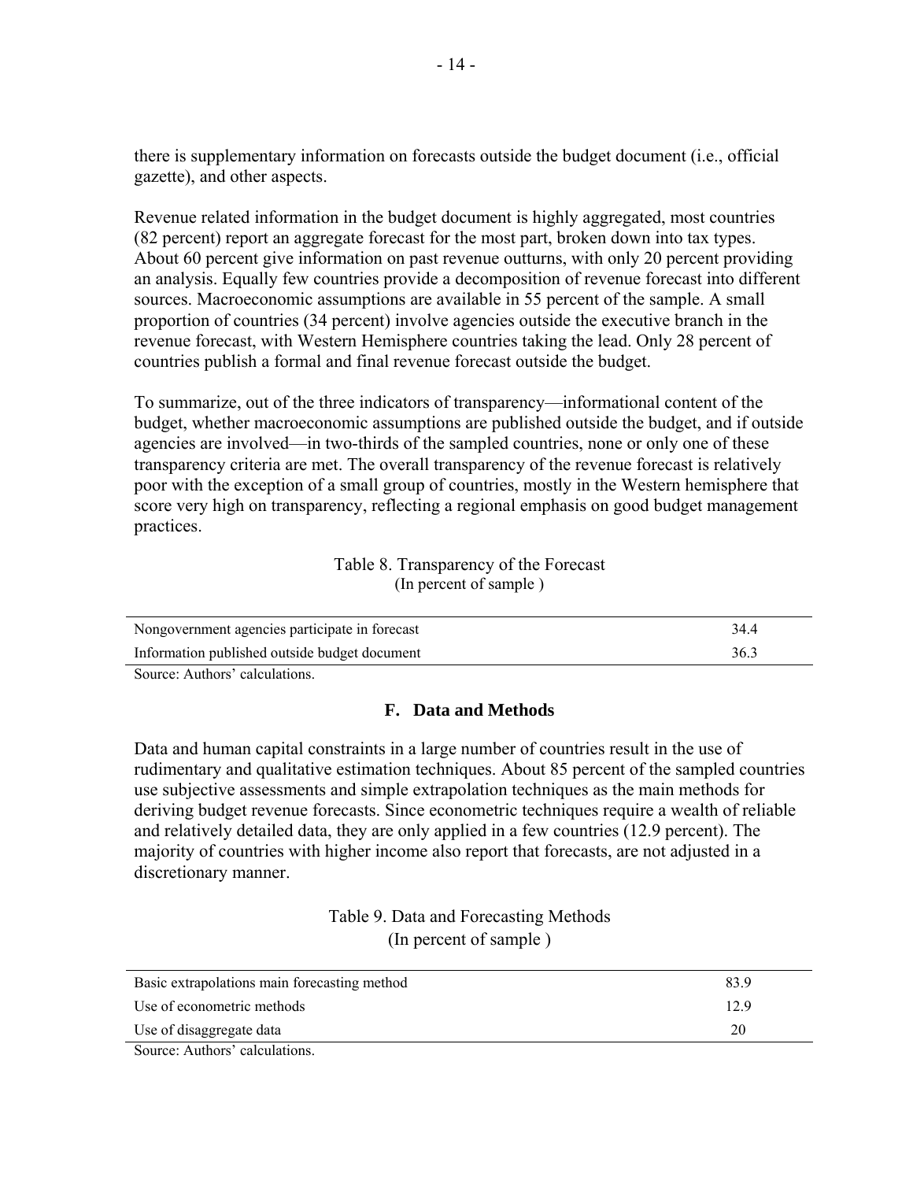there is supplementary information on forecasts outside the budget document (i.e., official gazette), and other aspects.

Revenue related information in the budget document is highly aggregated, most countries (82 percent) report an aggregate forecast for the most part, broken down into tax types. About 60 percent give information on past revenue outturns, with only 20 percent providing an analysis. Equally few countries provide a decomposition of revenue forecast into different sources. Macroeconomic assumptions are available in 55 percent of the sample. A small proportion of countries (34 percent) involve agencies outside the executive branch in the revenue forecast, with Western Hemisphere countries taking the lead. Only 28 percent of countries publish a formal and final revenue forecast outside the budget.

To summarize, out of the three indicators of transparency—informational content of the budget, whether macroeconomic assumptions are published outside the budget, and if outside agencies are involved—in two-thirds of the sampled countries, none or only one of these transparency criteria are met. The overall transparency of the revenue forecast is relatively poor with the exception of a small group of countries, mostly in the Western hemisphere that score very high on transparency, reflecting a regional emphasis on good budget management practices.

Table 8. Transparency of the Forecast
(In percent of sample )

| | |
|---|---|
| Nongovernment agencies participate in forecast | 34.4 |
| Information published outside budget document | 36.3 |

Source: Authors' calculations.

## F. Data and Methods

Data and human capital constraints in a large number of countries result in the use of rudimentary and qualitative estimation techniques. About 85 percent of the sampled countries use subjective assessments and simple extrapolation techniques as the main methods for deriving budget revenue forecasts. Since econometric techniques require a wealth of reliable and relatively detailed data, they are only applied in a few countries (12.9 percent). The majority of countries with higher income also report that forecasts, are not adjusted in a discretionary manner.

Table 9. Data and Forecasting Methods
(In percent of sample )

| | |
|---|---|
| Basic extrapolations main forecasting method | 83.9 |
| Use of econometric methods | 12.9 |
| Use of disaggregate data | 20 |

Source: Authors' calculations.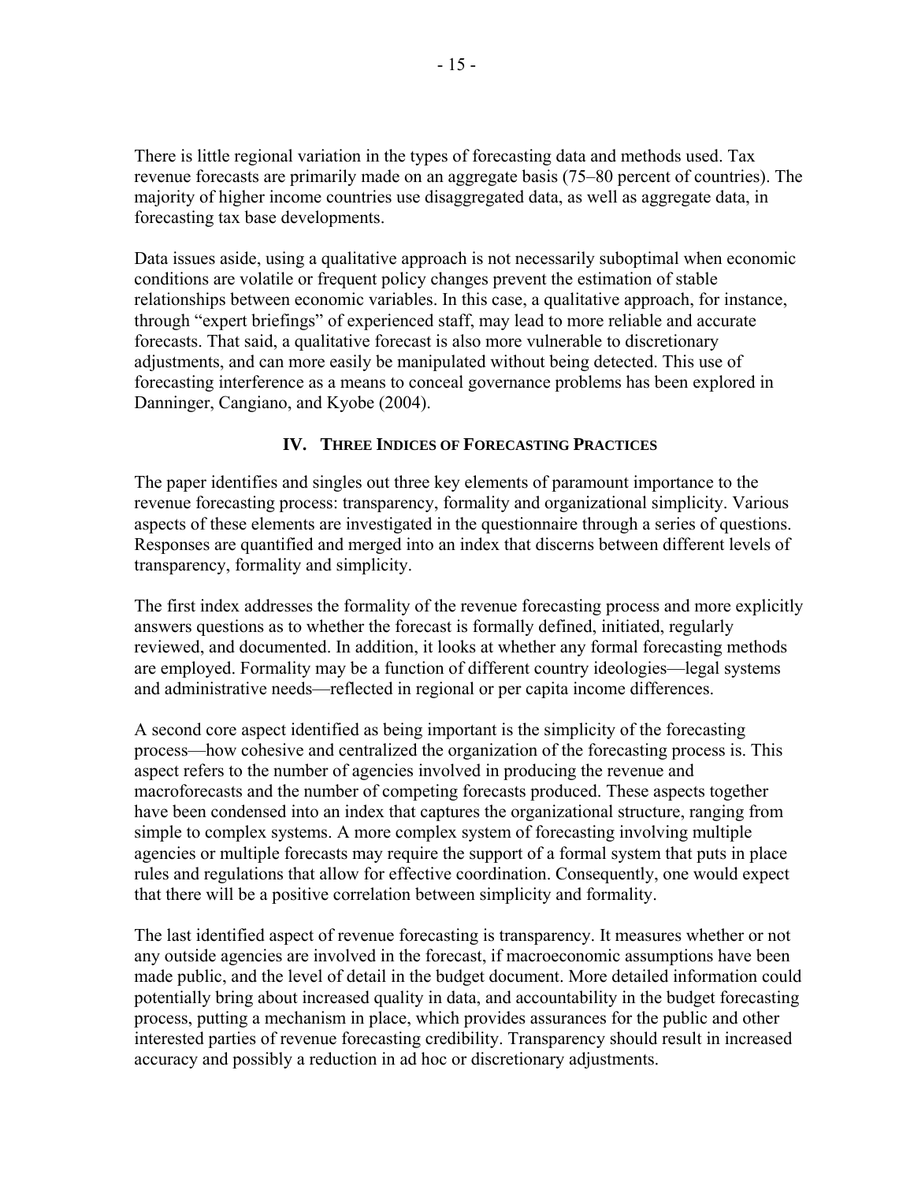There is little regional variation in the types of forecasting data and methods used. Tax revenue forecasts are primarily made on an aggregate basis (75–80 percent of countries). The majority of higher income countries use disaggregated data, as well as aggregate data, in forecasting tax base developments.

Data issues aside, using a qualitative approach is not necessarily suboptimal when economic conditions are volatile or frequent policy changes prevent the estimation of stable relationships between economic variables. In this case, a qualitative approach, for instance, through "expert briefings" of experienced staff, may lead to more reliable and accurate forecasts. That said, a qualitative forecast is also more vulnerable to discretionary adjustments, and can more easily be manipulated without being detected. This use of forecasting interference as a means to conceal governance problems has been explored in Danninger, Cangiano, and Kyobe (2004).

## IV. Three Indices of Forecasting Practices

The paper identifies and singles out three key elements of paramount importance to the revenue forecasting process: transparency, formality and organizational simplicity. Various aspects of these elements are investigated in the questionnaire through a series of questions. Responses are quantified and merged into an index that discerns between different levels of transparency, formality and simplicity.

The first index addresses the formality of the revenue forecasting process and more explicitly answers questions as to whether the forecast is formally defined, initiated, regularly reviewed, and documented. In addition, it looks at whether any formal forecasting methods are employed. Formality may be a function of different country ideologies—legal systems and administrative needs—reflected in regional or per capita income differences.

A second core aspect identified as being important is the simplicity of the forecasting process—how cohesive and centralized the organization of the forecasting process is. This aspect refers to the number of agencies involved in producing the revenue and macroforecasts and the number of competing forecasts produced. These aspects together have been condensed into an index that captures the organizational structure, ranging from simple to complex systems. A more complex system of forecasting involving multiple agencies or multiple forecasts may require the support of a formal system that puts in place rules and regulations that allow for effective coordination. Consequently, one would expect that there will be a positive correlation between simplicity and formality.

The last identified aspect of revenue forecasting is transparency. It measures whether or not any outside agencies are involved in the forecast, if macroeconomic assumptions have been made public, and the level of detail in the budget document. More detailed information could potentially bring about increased quality in data, and accountability in the budget forecasting process, putting a mechanism in place, which provides assurances for the public and other interested parties of revenue forecasting credibility. Transparency should result in increased accuracy and possibly a reduction in ad hoc or discretionary adjustments.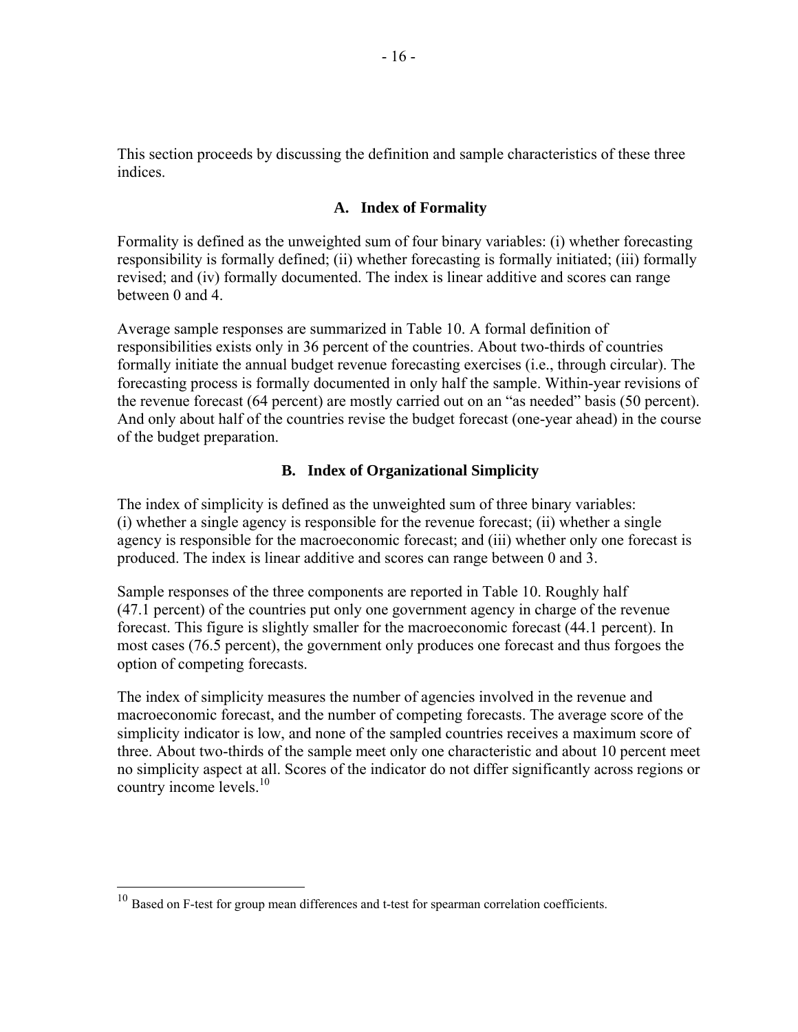This section proceeds by discussing the definition and sample characteristics of these three indices.

### A. Index of Formality

Formality is defined as the unweighted sum of four binary variables: (i) whether forecasting responsibility is formally defined; (ii) whether forecasting is formally initiated; (iii) formally revised; and (iv) formally documented. The index is linear additive and scores can range between 0 and 4.

Average sample responses are summarized in Table 10. A formal definition of responsibilities exists only in 36 percent of the countries. About two-thirds of countries formally initiate the annual budget revenue forecasting exercises (i.e., through circular). The forecasting process is formally documented in only half the sample. Within-year revisions of the revenue forecast (64 percent) are mostly carried out on an "as needed" basis (50 percent). And only about half of the countries revise the budget forecast (one-year ahead) in the course of the budget preparation.

### B. Index of Organizational Simplicity

The index of simplicity is defined as the unweighted sum of three binary variables: (i) whether a single agency is responsible for the revenue forecast; (ii) whether a single agency is responsible for the macroeconomic forecast; and (iii) whether only one forecast is produced. The index is linear additive and scores can range between 0 and 3.

Sample responses of the three components are reported in Table 10. Roughly half (47.1 percent) of the countries put only one government agency in charge of the revenue forecast. This figure is slightly smaller for the macroeconomic forecast (44.1 percent). In most cases (76.5 percent), the government only produces one forecast and thus forgoes the option of competing forecasts.

The index of simplicity measures the number of agencies involved in the revenue and macroeconomic forecast, and the number of competing forecasts. The average score of the simplicity indicator is low, and none of the sampled countries receives a maximum score of three. About two-thirds of the sample meet only one characteristic and about 10 percent meet no simplicity aspect at all. Scores of the indicator do not differ significantly across regions or country income levels.[10]

[10] Based on F-test for group mean differences and t-test for spearman correlation coefficients.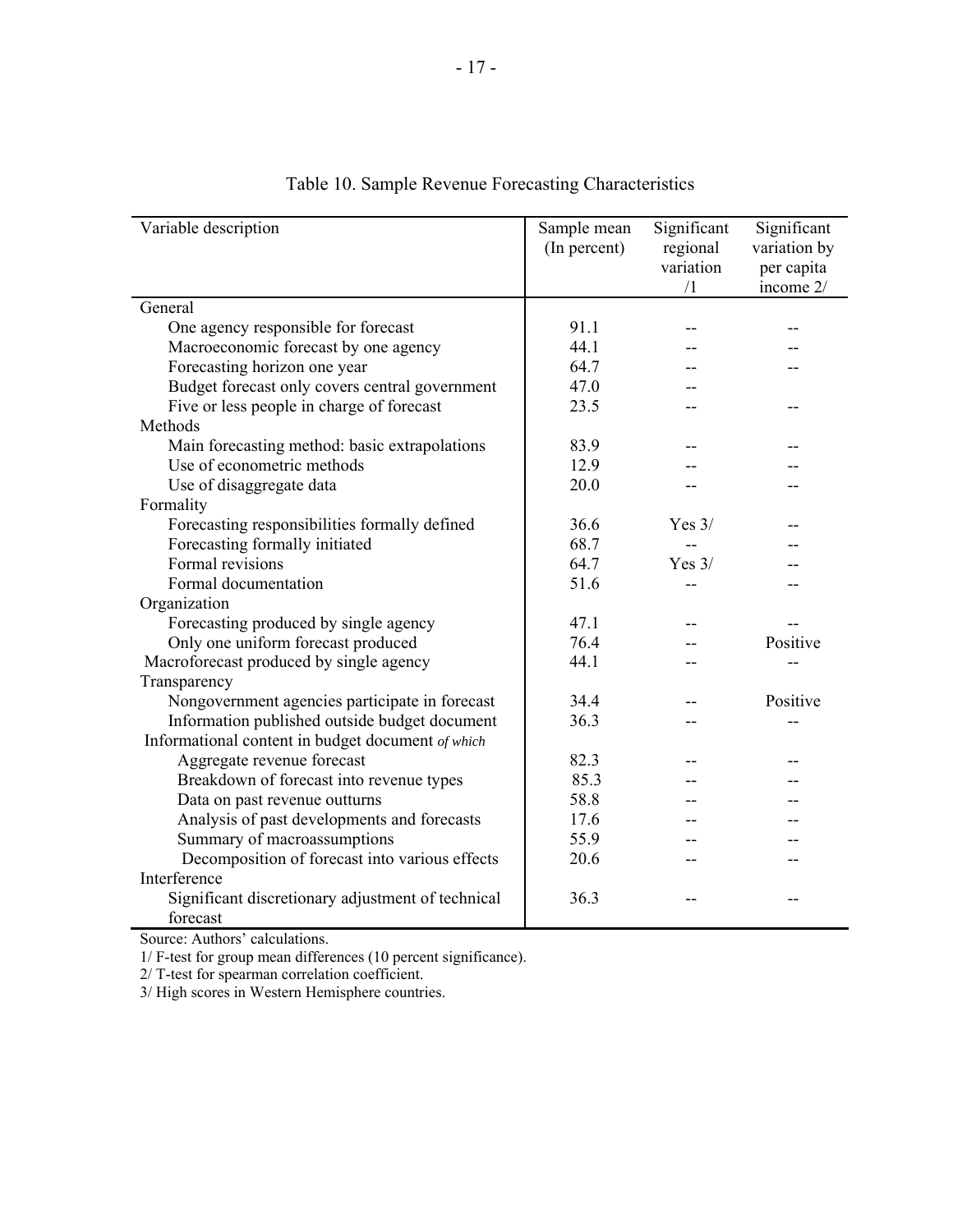Table 10. Sample Revenue Forecasting Characteristics

| Variable description | Sample mean (In percent) | Significant regional variation /1 | Significant variation by per capita income 2/ |
|---|---|---|---|
| General | | | |
| One agency responsible for forecast | 91.1 | -- | -- |
| Macroeconomic forecast by one agency | 44.1 | -- | -- |
| Forecasting horizon one year | 64.7 | -- | -- |
| Budget forecast only covers central government | 47.0 | -- | |
| Five or less people in charge of forecast | 23.5 | -- | -- |
| Methods | | | |
| Main forecasting method: basic extrapolations | 83.9 | -- | -- |
| Use of econometric methods | 12.9 | -- | -- |
| Use of disaggregate data | 20.0 | -- | -- |
| Formality | | | |
| Forecasting responsibilities formally defined | 36.6 | Yes 3/ | -- |
| Forecasting formally initiated | 68.7 | -- | -- |
| Formal revisions | 64.7 | Yes 3/ | -- |
| Formal documentation | 51.6 | -- | -- |
| Organization | | | |
| Forecasting produced by single agency | 47.1 | -- | -- |
| Only one uniform forecast produced | 76.4 | -- | Positive |
| Macroforecast produced by single agency | 44.1 | -- | -- |
| Transparency | | | |
| Nongovernment agencies participate in forecast | 34.4 | -- | Positive |
| Information published outside budget document | 36.3 | -- | -- |
| Informational content in budget document *of which* | | | |
| Aggregate revenue forecast | 82.3 | -- | -- |
| Breakdown of forecast into revenue types | 85.3 | -- | -- |
| Data on past revenue outturns | 58.8 | -- | -- |
| Analysis of past developments and forecasts | 17.6 | -- | -- |
| Summary of macroassumptions | 55.9 | -- | -- |
| Decomposition of forecast into various effects | 20.6 | -- | -- |
| Interference | | | |
| Significant discretionary adjustment of technical forecast | 36.3 | -- | -- |

Source: Authors' calculations.

1/ F-test for group mean differences (10 percent significance).

2/ T-test for spearman correlation coefficient.

3/ High scores in Western Hemisphere countries.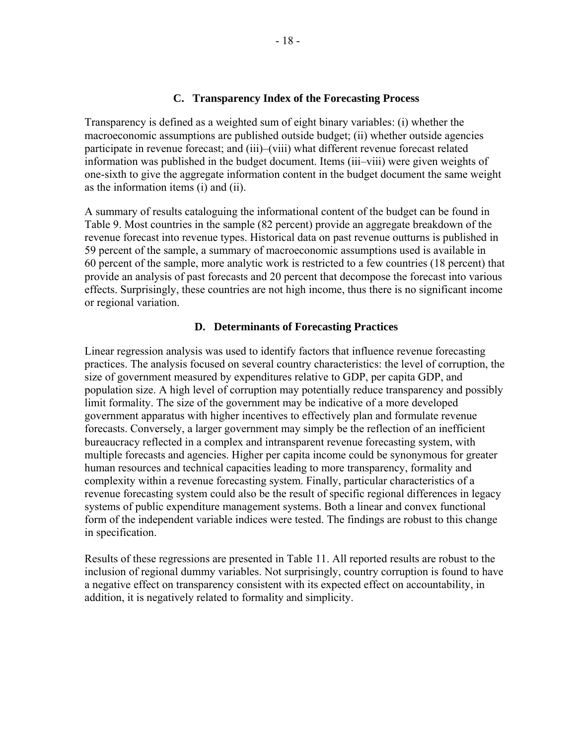### C. Transparency Index of the Forecasting Process

Transparency is defined as a weighted sum of eight binary variables: (i) whether the macroeconomic assumptions are published outside budget; (ii) whether outside agencies participate in revenue forecast; and (iii)–(viii) what different revenue forecast related information was published in the budget document. Items (iii–viii) were given weights of one-sixth to give the aggregate information content in the budget document the same weight as the information items (i) and (ii).

A summary of results cataloguing the informational content of the budget can be found in Table 9. Most countries in the sample (82 percent) provide an aggregate breakdown of the revenue forecast into revenue types. Historical data on past revenue outturns is published in 59 percent of the sample, a summary of macroeconomic assumptions used is available in 60 percent of the sample, more analytic work is restricted to a few countries (18 percent) that provide an analysis of past forecasts and 20 percent that decompose the forecast into various effects. Surprisingly, these countries are not high income, thus there is no significant income or regional variation.

### D. Determinants of Forecasting Practices

Linear regression analysis was used to identify factors that influence revenue forecasting practices. The analysis focused on several country characteristics: the level of corruption, the size of government measured by expenditures relative to GDP, per capita GDP, and population size. A high level of corruption may potentially reduce transparency and possibly limit formality. The size of the government may be indicative of a more developed government apparatus with higher incentives to effectively plan and formulate revenue forecasts. Conversely, a larger government may simply be the reflection of an inefficient bureaucracy reflected in a complex and intransparent revenue forecasting system, with multiple forecasts and agencies. Higher per capita income could be synonymous for greater human resources and technical capacities leading to more transparency, formality and complexity within a revenue forecasting system. Finally, particular characteristics of a revenue forecasting system could also be the result of specific regional differences in legacy systems of public expenditure management systems. Both a linear and convex functional form of the independent variable indices were tested. The findings are robust to this change in specification.

Results of these regressions are presented in Table 11. All reported results are robust to the inclusion of regional dummy variables. Not surprisingly, country corruption is found to have a negative effect on transparency consistent with its expected effect on accountability, in addition, it is negatively related to formality and simplicity.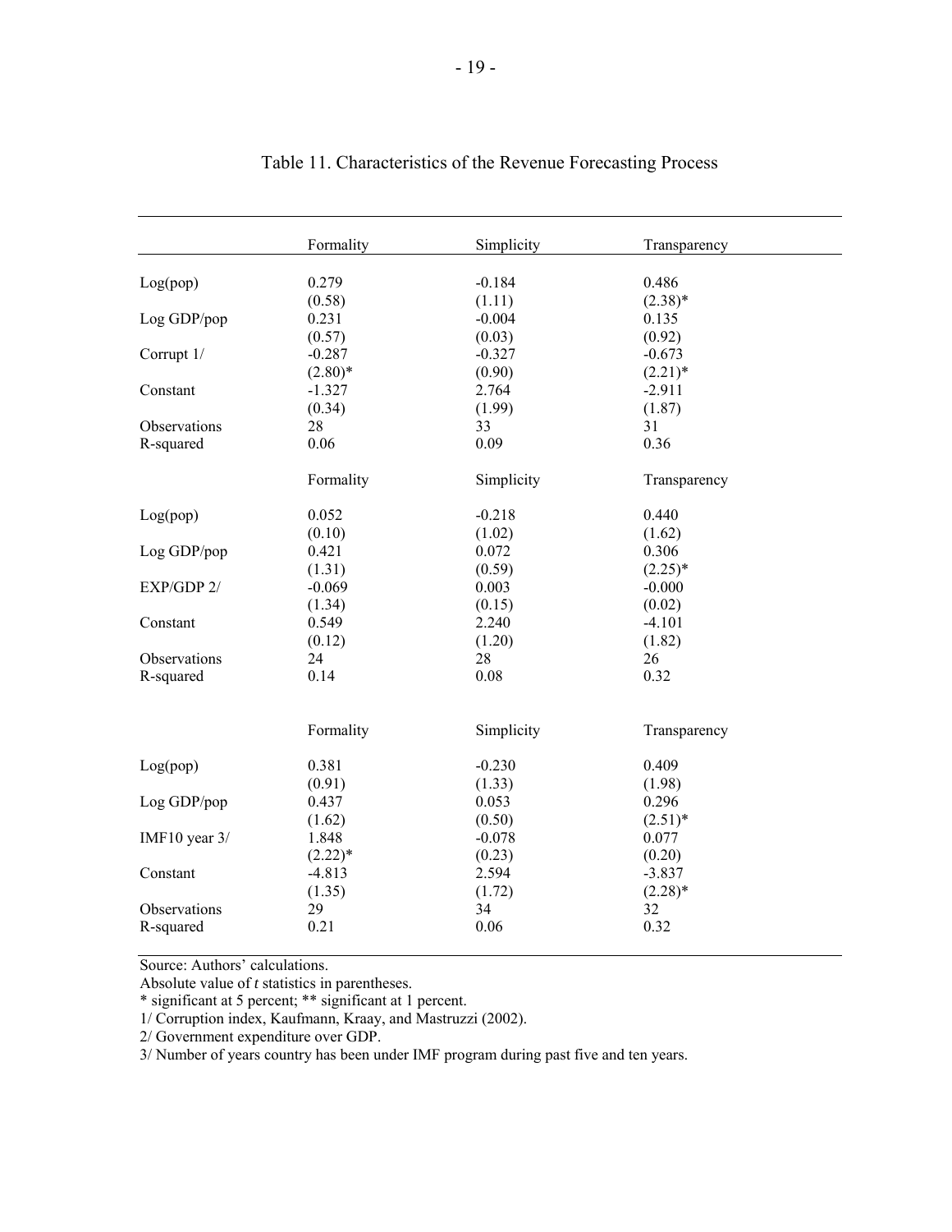Table 11. Characteristics of the Revenue Forecasting Process

| | Formality | Simplicity | Transparency |
|---|---|---|---|
| Log(pop) | 0.279 | -0.184 | 0.486 |
| | (0.58) | (1.11) | (2.38)* |
| Log GDP/pop | 0.231 | -0.004 | 0.135 |
| | (0.57) | (0.03) | (0.92) |
| Corrupt 1/ | -0.287 | -0.327 | -0.673 |
| | (2.80)* | (0.90) | (2.21)* |
| Constant | -1.327 | 2.764 | -2.911 |
| | (0.34) | (1.99) | (1.87) |
| Observations | 28 | 33 | 31 |
| R-squared | 0.06 | 0.09 | 0.36 |
| | **Formality** | **Simplicity** | **Transparency** |
| Log(pop) | 0.052 | -0.218 | 0.440 |
| | (0.10) | (1.02) | (1.62) |
| Log GDP/pop | 0.421 | 0.072 | 0.306 |
| | (1.31) | (0.59) | (2.25)* |
| EXP/GDP 2/ | -0.069 | 0.003 | -0.000 |
| | (1.34) | (0.15) | (0.02) |
| Constant | 0.549 | 2.240 | -4.101 |
| | (0.12) | (1.20) | (1.82) |
| Observations | 24 | 28 | 26 |
| R-squared | 0.14 | 0.08 | 0.32 |
| | **Formality** | **Simplicity** | **Transparency** |
| Log(pop) | 0.381 | -0.230 | 0.409 |
| | (0.91) | (1.33) | (1.98) |
| Log GDP/pop | 0.437 | 0.053 | 0.296 |
| | (1.62) | (0.50) | (2.51)* |
| IMF10 year 3/ | 1.848 | -0.078 | 0.077 |
| | (2.22)* | (0.23) | (0.20) |
| Constant | -4.813 | 2.594 | -3.837 |
| | (1.35) | (1.72) | (2.28)* |
| Observations | 29 | 34 | 32 |
| R-squared | 0.21 | 0.06 | 0.32 |

Source: Authors' calculations.

Absolute value of *t* statistics in parentheses.

\* significant at 5 percent; ** significant at 1 percent.

1/ Corruption index, Kaufmann, Kraay, and Mastruzzi (2002).

2/ Government expenditure over GDP.

3/ Number of years country has been under IMF program during past five and ten years.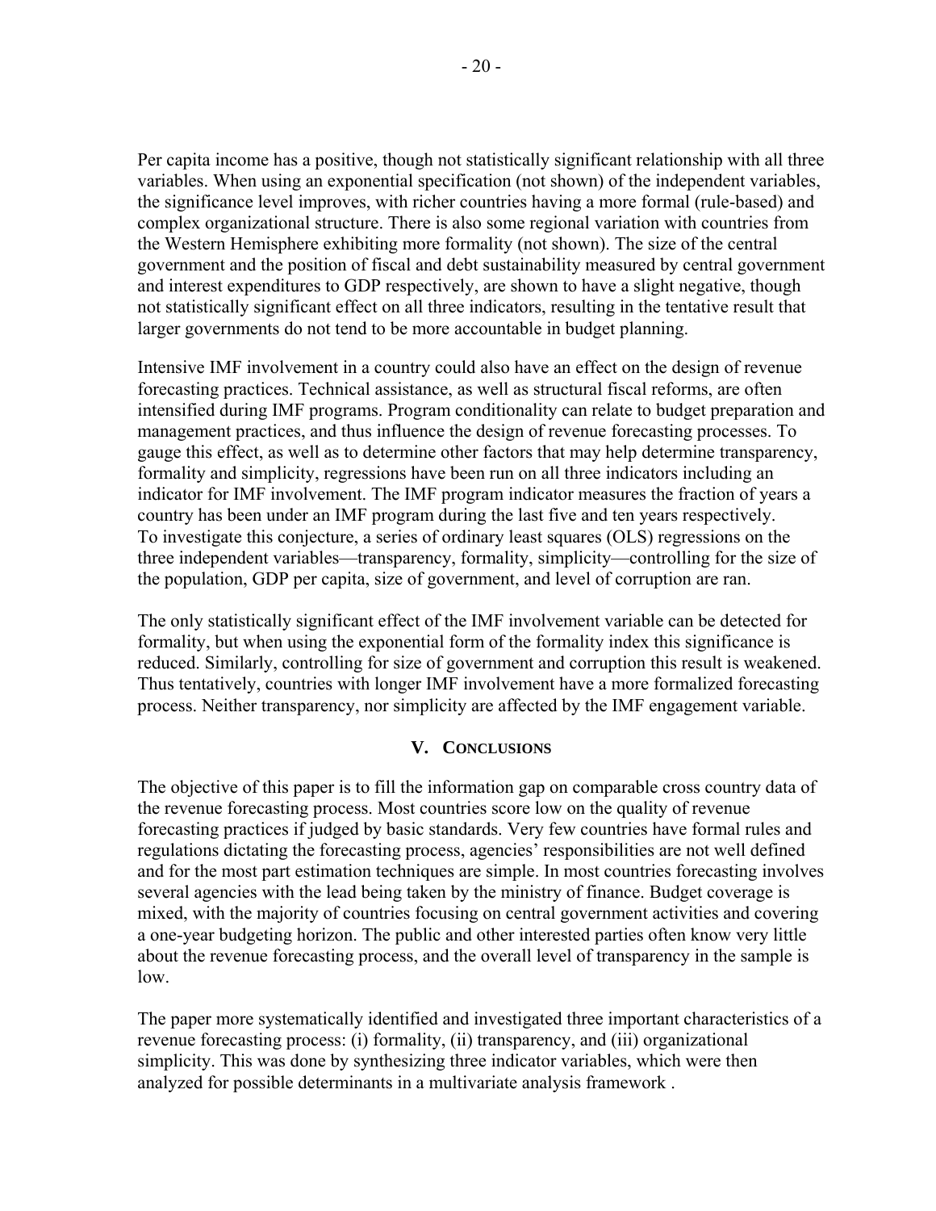Per capita income has a positive, though not statistically significant relationship with all three variables. When using an exponential specification (not shown) of the independent variables, the significance level improves, with richer countries having a more formal (rule-based) and complex organizational structure. There is also some regional variation with countries from the Western Hemisphere exhibiting more formality (not shown). The size of the central government and the position of fiscal and debt sustainability measured by central government and interest expenditures to GDP respectively, are shown to have a slight negative, though not statistically significant effect on all three indicators, resulting in the tentative result that larger governments do not tend to be more accountable in budget planning.

Intensive IMF involvement in a country could also have an effect on the design of revenue forecasting practices. Technical assistance, as well as structural fiscal reforms, are often intensified during IMF programs. Program conditionality can relate to budget preparation and management practices, and thus influence the design of revenue forecasting processes. To gauge this effect, as well as to determine other factors that may help determine transparency, formality and simplicity, regressions have been run on all three indicators including an indicator for IMF involvement. The IMF program indicator measures the fraction of years a country has been under an IMF program during the last five and ten years respectively. To investigate this conjecture, a series of ordinary least squares (OLS) regressions on the three independent variables—transparency, formality, simplicity—controlling for the size of the population, GDP per capita, size of government, and level of corruption are ran.

The only statistically significant effect of the IMF involvement variable can be detected for formality, but when using the exponential form of the formality index this significance is reduced. Similarly, controlling for size of government and corruption this result is weakened. Thus tentatively, countries with longer IMF involvement have a more formalized forecasting process. Neither transparency, nor simplicity are affected by the IMF engagement variable.

## V. Conclusions

The objective of this paper is to fill the information gap on comparable cross country data of the revenue forecasting process. Most countries score low on the quality of revenue forecasting practices if judged by basic standards. Very few countries have formal rules and regulations dictating the forecasting process, agencies' responsibilities are not well defined and for the most part estimation techniques are simple. In most countries forecasting involves several agencies with the lead being taken by the ministry of finance. Budget coverage is mixed, with the majority of countries focusing on central government activities and covering a one-year budgeting horizon. The public and other interested parties often know very little about the revenue forecasting process, and the overall level of transparency in the sample is low.

The paper more systematically identified and investigated three important characteristics of a revenue forecasting process: (i) formality, (ii) transparency, and (iii) organizational simplicity. This was done by synthesizing three indicator variables, which were then analyzed for possible determinants in a multivariate analysis framework .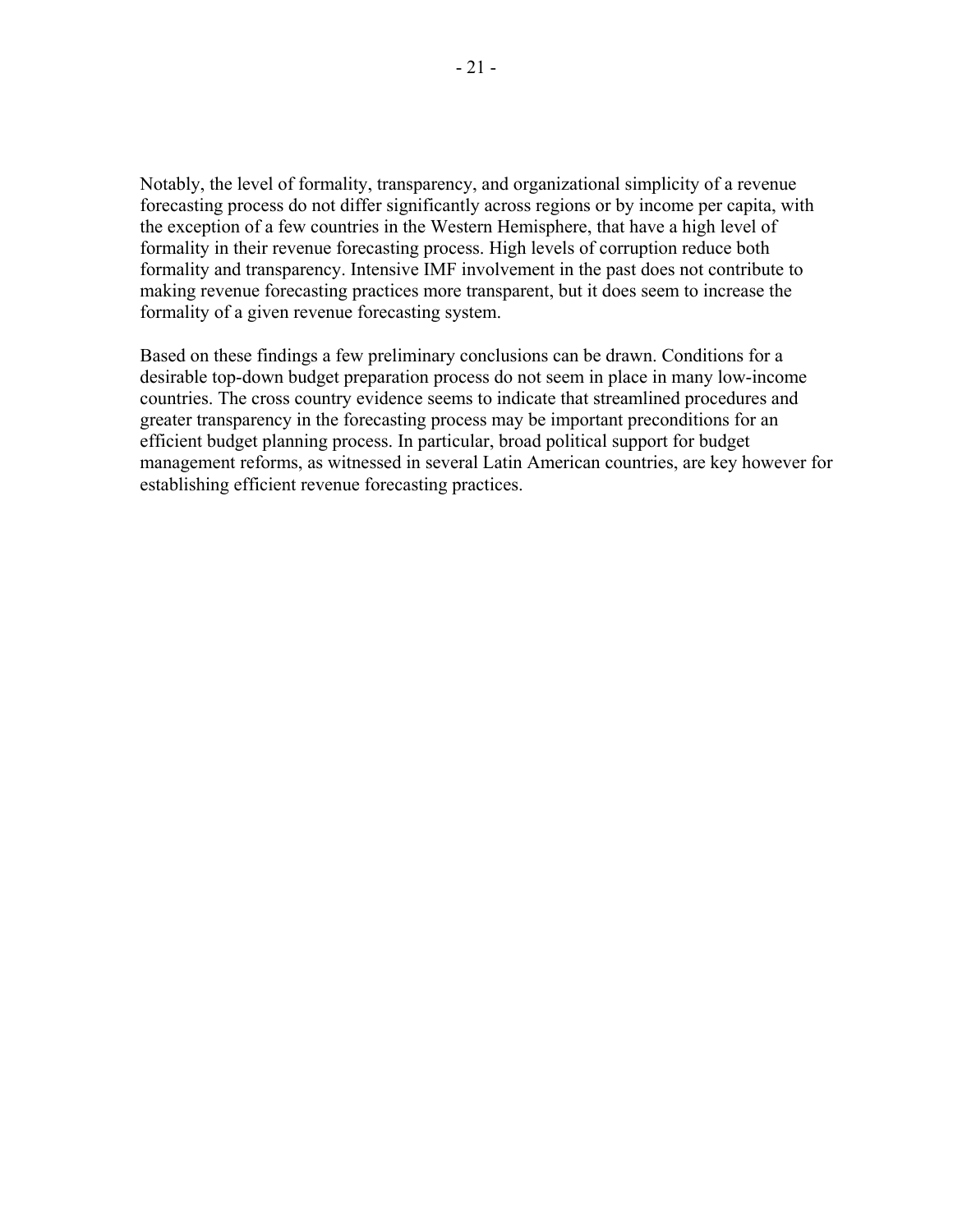Notably, the level of formality, transparency, and organizational simplicity of a revenue forecasting process do not differ significantly across regions or by income per capita, with the exception of a few countries in the Western Hemisphere, that have a high level of formality in their revenue forecasting process. High levels of corruption reduce both formality and transparency. Intensive IMF involvement in the past does not contribute to making revenue forecasting practices more transparent, but it does seem to increase the formality of a given revenue forecasting system.

Based on these findings a few preliminary conclusions can be drawn. Conditions for a desirable top-down budget preparation process do not seem in place in many low-income countries. The cross country evidence seems to indicate that streamlined procedures and greater transparency in the forecasting process may be important preconditions for an efficient budget planning process. In particular, broad political support for budget management reforms, as witnessed in several Latin American countries, are key however for establishing efficient revenue forecasting practices.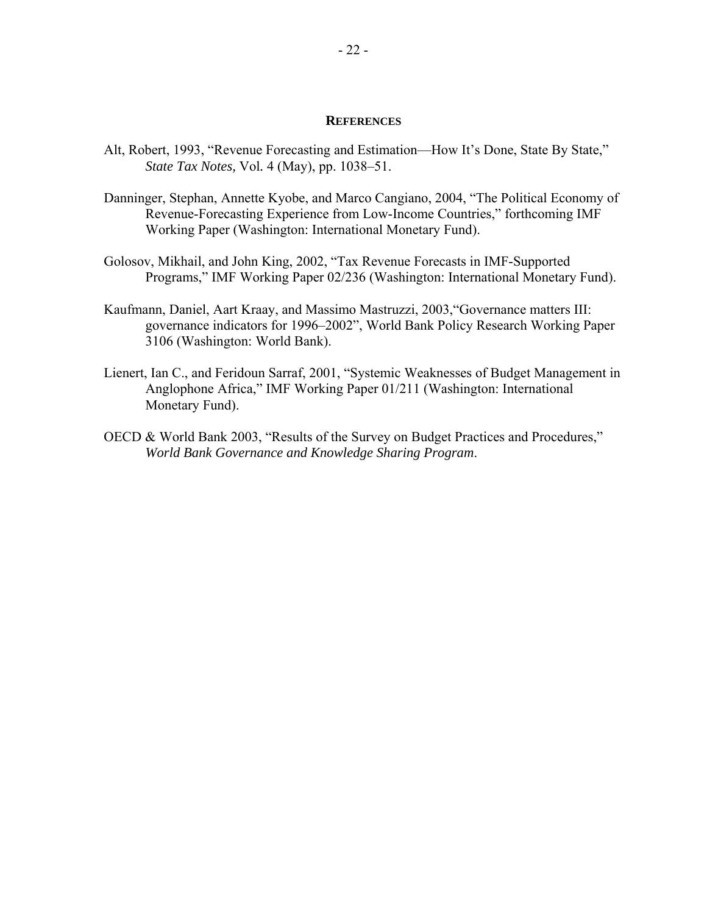## REFERENCES

Alt, Robert, 1993, "Revenue Forecasting and Estimation—How It's Done, State By State," *State Tax Notes,* Vol. 4 (May), pp. 1038–51.

Danninger, Stephan, Annette Kyobe, and Marco Cangiano, 2004, "The Political Economy of Revenue-Forecasting Experience from Low-Income Countries," forthcoming IMF Working Paper (Washington: International Monetary Fund).

Golosov, Mikhail, and John King, 2002, "Tax Revenue Forecasts in IMF-Supported Programs," IMF Working Paper 02/236 (Washington: International Monetary Fund).

Kaufmann, Daniel, Aart Kraay, and Massimo Mastruzzi, 2003,"Governance matters III: governance indicators for 1996–2002", World Bank Policy Research Working Paper 3106 (Washington: World Bank).

Lienert, Ian C., and Feridoun Sarraf, 2001, "Systemic Weaknesses of Budget Management in Anglophone Africa," IMF Working Paper 01/211 (Washington: International Monetary Fund).

OECD & World Bank 2003, "Results of the Survey on Budget Practices and Procedures," *World Bank Governance and Knowledge Sharing Program*.